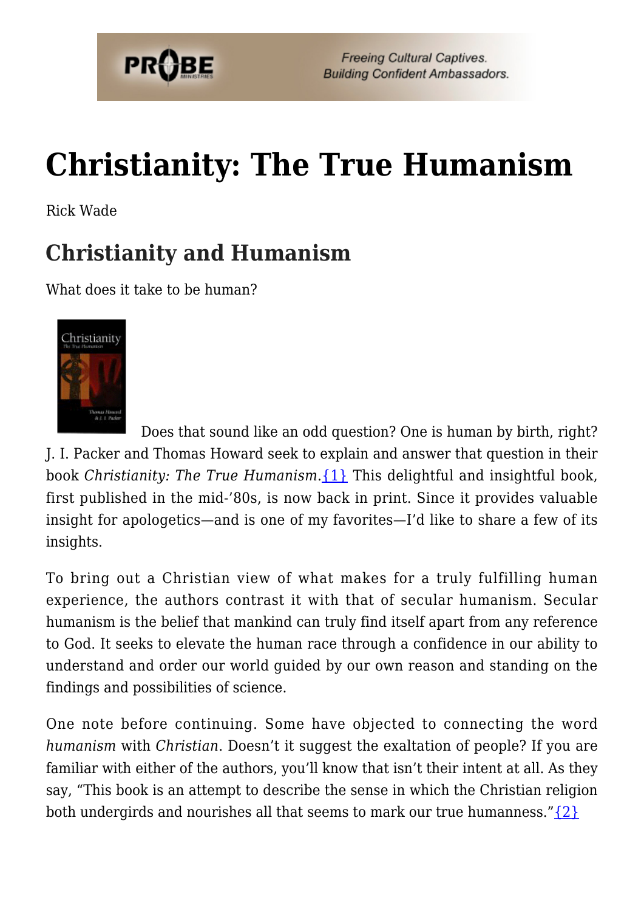# Christianity: The True Humanism

Rick Wade

## Christianity and Humanism

What does it take to be human?

Does that sound like an odd question? One is human by birth, right? J. I. Packer and Thomas Howard seek to explain and answer that question in their book *Christianity: The True Humanism*.{1} This delightful and insightful book, first published in the mid-'80s, is now back in print. Since it provides valuable insight for apologetics—and is one of my favorites—I'd like to share a few of its insights.

To bring out a Christian view of what makes for a truly fulfilling human experience, the authors contrast it with that of secular humanism. Secular humanism is the belief that mankind can truly find itself apart from any reference to God. It seeks to elevate the human race through a confidence in our ability to understand and order our world guided by our own reason and standing on the findings and possibilities of science.

One note before continuing. Some have objected to connecting the word *humanism* with *Christian*. Doesn't it suggest the exaltation of people? If you are familiar with either of the authors, you'll know that isn't their intent at all. As they say, "This book is an attempt to describe the sense in which the Christian religion both undergirds and nourishes all that seems to mark our true humanness."{2}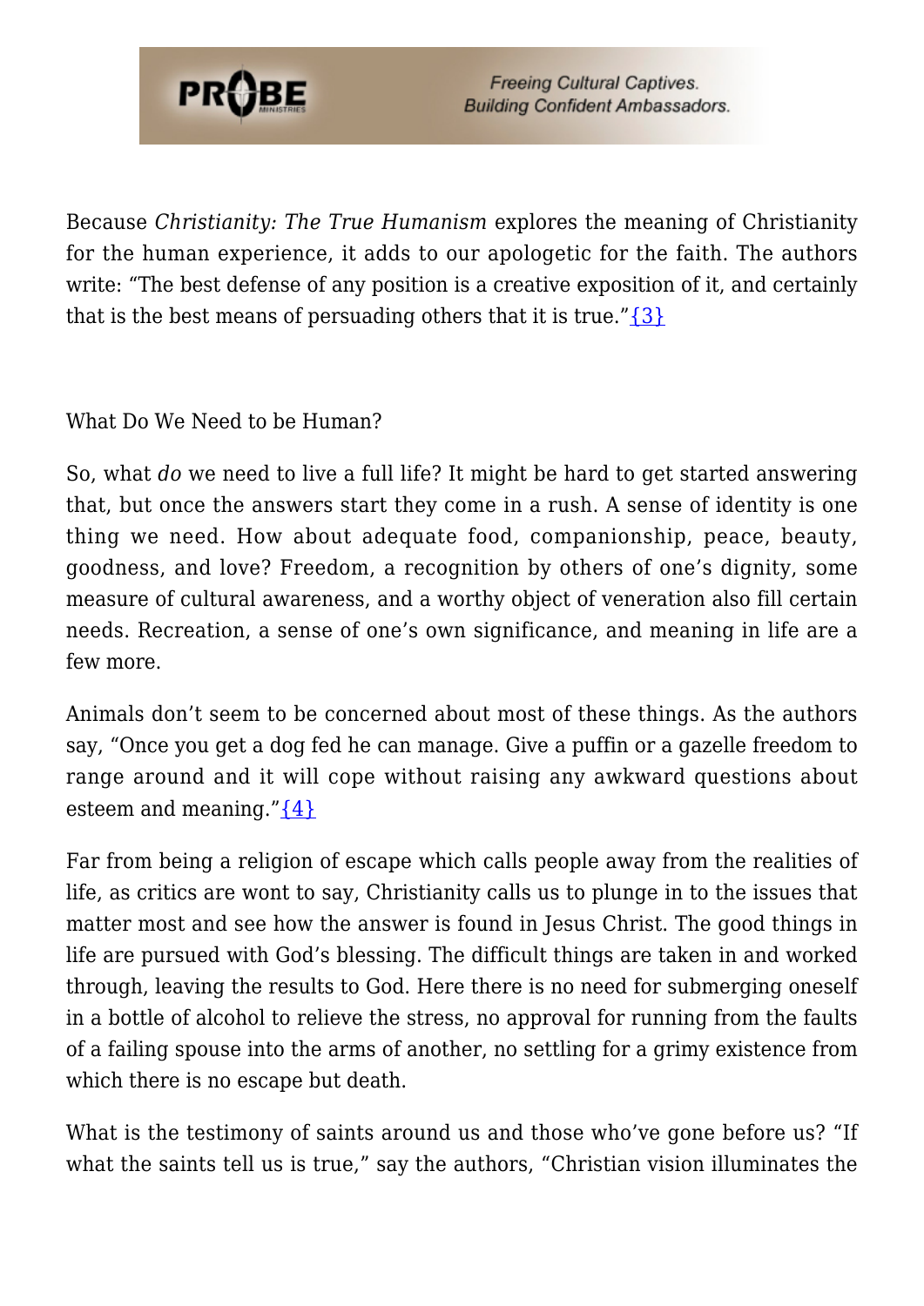Because *Christianity: The True Humanism* explores the meaning of Christianity for the human experience, it adds to our apologetic for the faith. The authors write: "The best defense of any position is a creative exposition of it, and certainly that is the best means of persuading others that it is true."{3}

## What Do We Need to be Human?

So, what *do* we need to live a full life? It might be hard to get started answering that, but once the answers start they come in a rush. A sense of identity is one thing we need. How about adequate food, companionship, peace, beauty, goodness, and love? Freedom, a recognition by others of one's dignity, some measure of cultural awareness, and a worthy object of veneration also fill certain needs. Recreation, a sense of one's own significance, and meaning in life are a few more.

Animals don't seem to be concerned about most of these things. As the authors say, "Once you get a dog fed he can manage. Give a puffin or a gazelle freedom to range around and it will cope without raising any awkward questions about esteem and meaning."{4}

Far from being a religion of escape which calls people away from the realities of life, as critics are wont to say, Christianity calls us to plunge in to the issues that matter most and see how the answer is found in Jesus Christ. The good things in life are pursued with God's blessing. The difficult things are taken in and worked through, leaving the results to God. Here there is no need for submerging oneself in a bottle of alcohol to relieve the stress, no approval for running from the faults of a failing spouse into the arms of another, no settling for a grimy existence from which there is no escape but death.

What is the testimony of saints around us and those who've gone before us? "If what the saints tell us is true," say the authors, "Christian vision illuminates the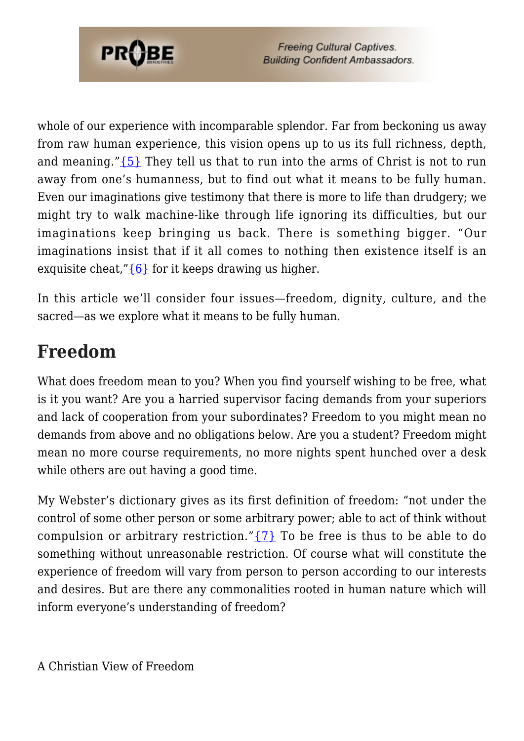whole of our experience with incomparable splendor. Far from beckoning us away from raw human experience, this vision opens up to us its full richness, depth, and meaning."{5} They tell us that to run into the arms of Christ is not to run away from one's humanness, but to find out what it means to be fully human. Even our imaginations give testimony that there is more to life than drudgery; we might try to walk machine-like through life ignoring its difficulties, but our imaginations keep bringing us back. There is something bigger. "Our imaginations insist that if it all comes to nothing then existence itself is an exquisite cheat,"{6} for it keeps drawing us higher.

In this article we'll consider four issues—freedom, dignity, culture, and the sacred—as we explore what it means to be fully human.

## Freedom

What does freedom mean to you? When you find yourself wishing to be free, what is it you want? Are you a harried supervisor facing demands from your superiors and lack of cooperation from your subordinates? Freedom to you might mean no demands from above and no obligations below. Are you a student? Freedom might mean no more course requirements, no more nights spent hunched over a desk while others are out having a good time.

My Webster's dictionary gives as its first definition of freedom: "not under the control of some other person or some arbitrary power; able to act of think without compulsion or arbitrary restriction."{7} To be free is thus to be able to do something without unreasonable restriction. Of course what will constitute the experience of freedom will vary from person to person according to our interests and desires. But are there any commonalities rooted in human nature which will inform everyone's understanding of freedom?

A Christian View of Freedom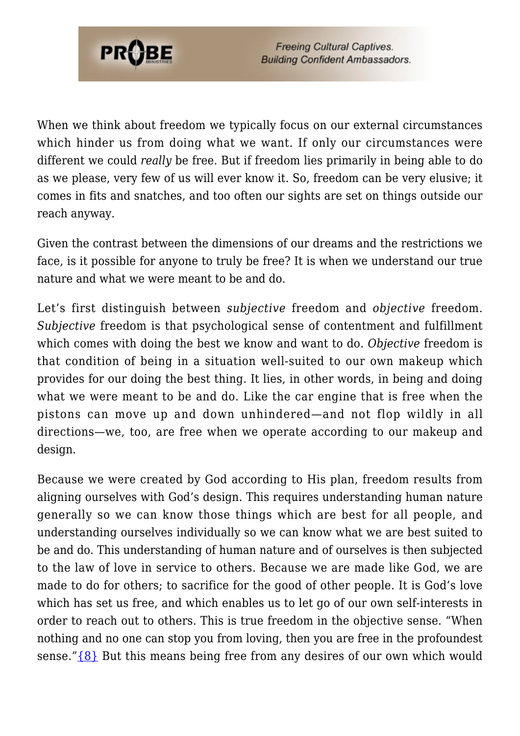When we think about freedom we typically focus on our external circumstances which hinder us from doing what we want. If only our circumstances were different we could *really* be free. But if freedom lies primarily in being able to do as we please, very few of us will ever know it. So, freedom can be very elusive; it comes in fits and snatches, and too often our sights are set on things outside our reach anyway.

Given the contrast between the dimensions of our dreams and the restrictions we face, is it possible for anyone to truly be free? It is when we understand our true nature and what we were meant to be and do.

Let's first distinguish between *subjective* freedom and *objective* freedom. *Subjective* freedom is that psychological sense of contentment and fulfillment which comes with doing the best we know and want to do. *Objective* freedom is that condition of being in a situation well-suited to our own makeup which provides for our doing the best thing. It lies, in other words, in being and doing what we were meant to be and do. Like the car engine that is free when the pistons can move up and down unhindered—and not flop wildly in all directions—we, too, are free when we operate according to our makeup and design.

Because we were created by God according to His plan, freedom results from aligning ourselves with God's design. This requires understanding human nature generally so we can know those things which are best for all people, and understanding ourselves individually so we can know what we are best suited to be and do. This understanding of human nature and of ourselves is then subjected to the law of love in service to others. Because we are made like God, we are made to do for others; to sacrifice for the good of other people. It is God's love which has set us free, and which enables us to let go of our own self-interests in order to reach out to others. This is true freedom in the objective sense. "When nothing and no one can stop you from loving, then you are free in the profoundest sense."{8} But this means being free from any desires of our own which would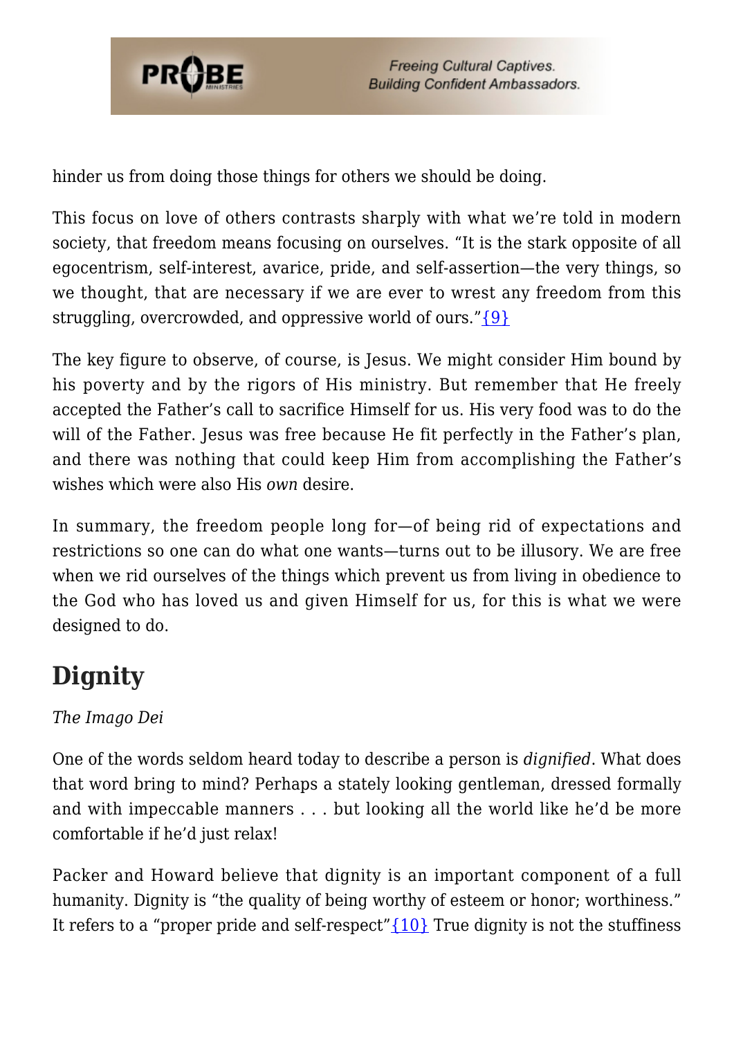hinder us from doing those things for others we should be doing.

This focus on love of others contrasts sharply with what we're told in modern society, that freedom means focusing on ourselves. "It is the stark opposite of all egocentrism, self-interest, avarice, pride, and self-assertion—the very things, so we thought, that are necessary if we are ever to wrest any freedom from this struggling, overcrowded, and oppressive world of ours."{9}

The key figure to observe, of course, is Jesus. We might consider Him bound by his poverty and by the rigors of His ministry. But remember that He freely accepted the Father's call to sacrifice Himself for us. His very food was to do the will of the Father. Jesus was free because He fit perfectly in the Father's plan, and there was nothing that could keep Him from accomplishing the Father's wishes which were also His *own* desire.

In summary, the freedom people long for—of being rid of expectations and restrictions so one can do what one wants—turns out to be illusory. We are free when we rid ourselves of the things which prevent us from living in obedience to the God who has loved us and given Himself for us, for this is what we were designed to do.

## Dignity

*The Imago Dei*

One of the words seldom heard today to describe a person is *dignified*. What does that word bring to mind? Perhaps a stately looking gentleman, dressed formally and with impeccable manners . . . but looking all the world like he'd be more comfortable if he'd just relax!

Packer and Howard believe that dignity is an important component of a full humanity. Dignity is "the quality of being worthy of esteem or honor; worthiness." It refers to a "proper pride and self-respect"{10} True dignity is not the stuffiness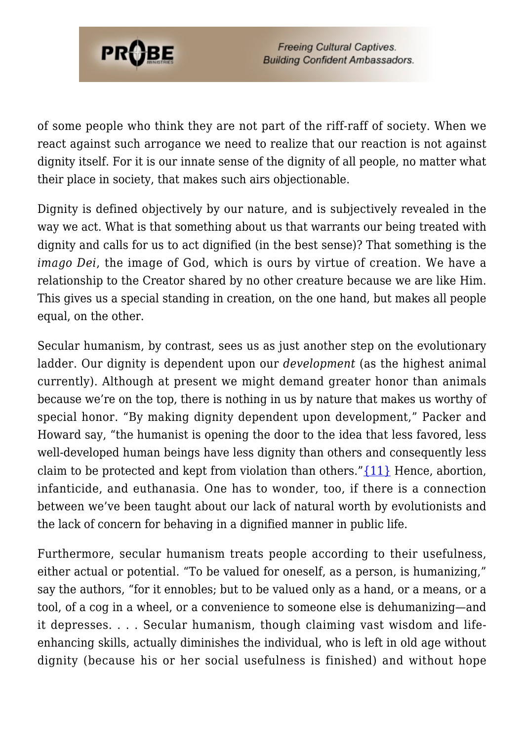of some people who think they are not part of the riff-raff of society. When we react against such arrogance we need to realize that our reaction is not against dignity itself. For it is our innate sense of the dignity of all people, no matter what their place in society, that makes such airs objectionable.

Dignity is defined objectively by our nature, and is subjectively revealed in the way we act. What is that something about us that warrants our being treated with dignity and calls for us to act dignified (in the best sense)? That something is the *imago Dei*, the image of God, which is ours by virtue of creation. We have a relationship to the Creator shared by no other creature because we are like Him. This gives us a special standing in creation, on the one hand, but makes all people equal, on the other.

Secular humanism, by contrast, sees us as just another step on the evolutionary ladder. Our dignity is dependent upon our *development* (as the highest animal currently). Although at present we might demand greater honor than animals because we're on the top, there is nothing in us by nature that makes us worthy of special honor. "By making dignity dependent upon development," Packer and Howard say, "the humanist is opening the door to the idea that less favored, less well-developed human beings have less dignity than others and consequently less claim to be protected and kept from violation than others."{11} Hence, abortion, infanticide, and euthanasia. One has to wonder, too, if there is a connection between we've been taught about our lack of natural worth by evolutionists and the lack of concern for behaving in a dignified manner in public life.

Furthermore, secular humanism treats people according to their usefulness, either actual or potential. "To be valued for oneself, as a person, is humanizing," say the authors, "for it ennobles; but to be valued only as a hand, or a means, or a tool, of a cog in a wheel, or a convenience to someone else is dehumanizing—and it depresses. . . . Secular humanism, though claiming vast wisdom and life-enhancing skills, actually diminishes the individual, who is left in old age without dignity (because his or her social usefulness is finished) and without hope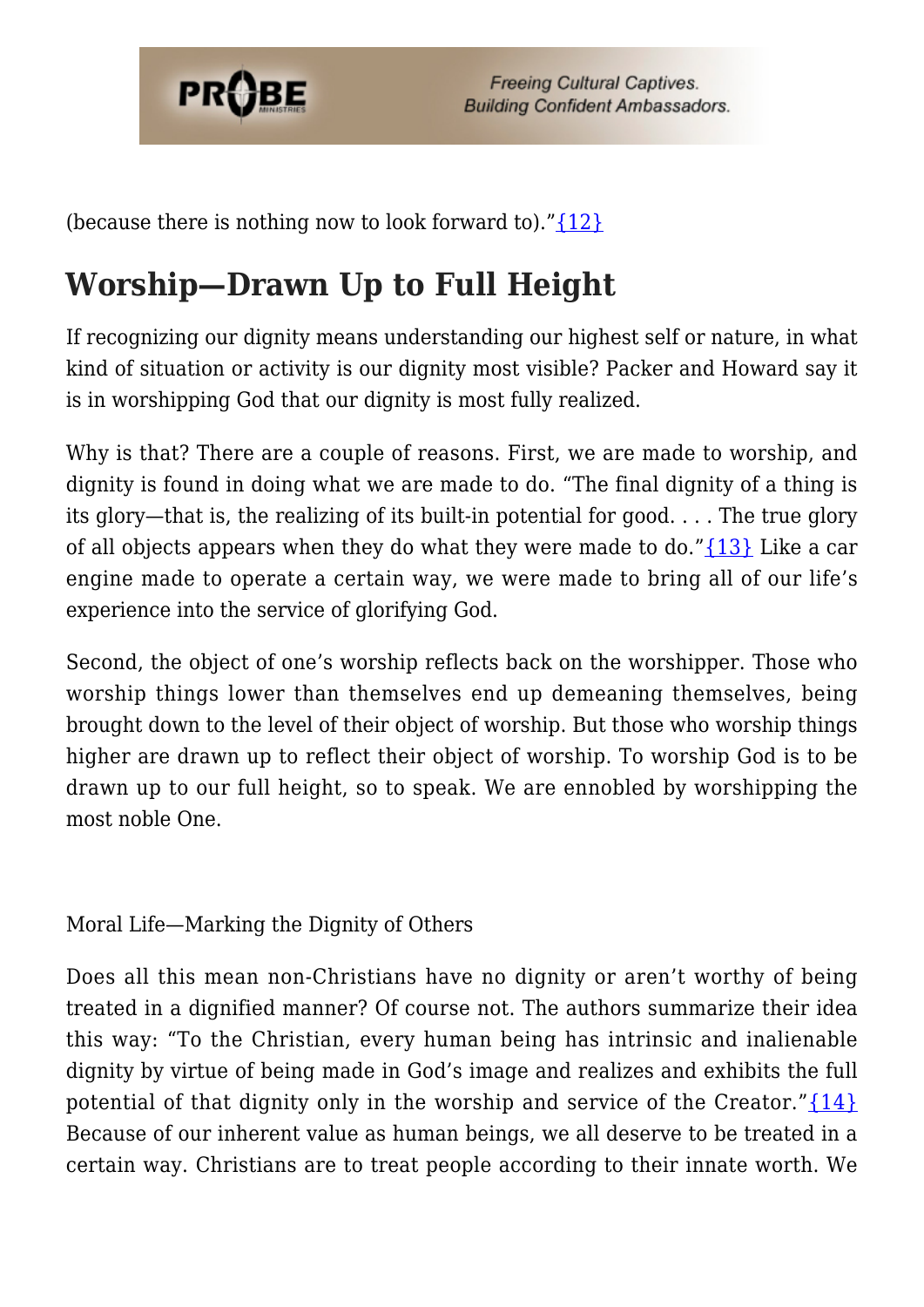(because there is nothing now to look forward to)."{12}

## Worship—Drawn Up to Full Height

If recognizing our dignity means understanding our highest self or nature, in what kind of situation or activity is our dignity most visible? Packer and Howard say it is in worshipping God that our dignity is most fully realized.

Why is that? There are a couple of reasons. First, we are made to worship, and dignity is found in doing what we are made to do. "The final dignity of a thing is its glory—that is, the realizing of its built-in potential for good. . . . The true glory of all objects appears when they do what they were made to do."{13} Like a car engine made to operate a certain way, we were made to bring all of our life's experience into the service of glorifying God.

Second, the object of one's worship reflects back on the worshipper. Those who worship things lower than themselves end up demeaning themselves, being brought down to the level of their object of worship. But those who worship things higher are drawn up to reflect their object of worship. To worship God is to be drawn up to our full height, so to speak. We are ennobled by worshipping the most noble One.

Moral Life—Marking the Dignity of Others

Does all this mean non-Christians have no dignity or aren't worthy of being treated in a dignified manner? Of course not. The authors summarize their idea this way: "To the Christian, every human being has intrinsic and inalienable dignity by virtue of being made in God's image and realizes and exhibits the full potential of that dignity only in the worship and service of the Creator."{14} Because of our inherent value as human beings, we all deserve to be treated in a certain way. Christians are to treat people according to their innate worth. We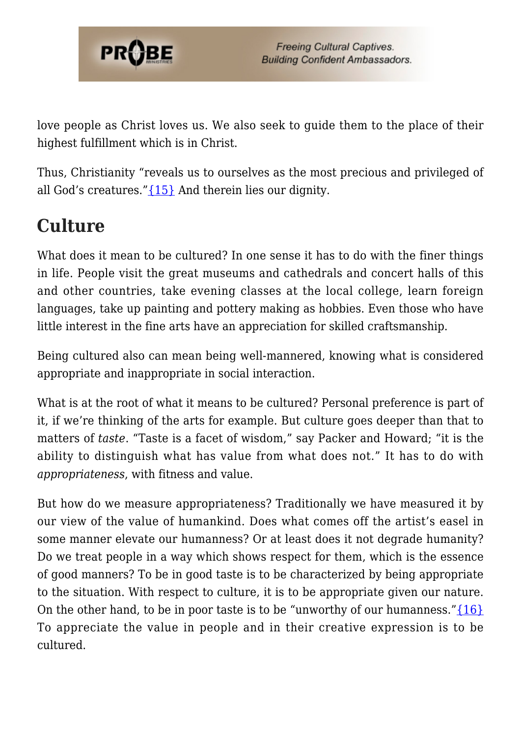love people as Christ loves us. We also seek to guide them to the place of their highest fulfillment which is in Christ.

Thus, Christianity "reveals us to ourselves as the most precious and privileged of all God's creatures."{15} And therein lies our dignity.

## Culture

What does it mean to be cultured? In one sense it has to do with the finer things in life. People visit the great museums and cathedrals and concert halls of this and other countries, take evening classes at the local college, learn foreign languages, take up painting and pottery making as hobbies. Even those who have little interest in the fine arts have an appreciation for skilled craftsmanship.

Being cultured also can mean being well-mannered, knowing what is considered appropriate and inappropriate in social interaction.

What is at the root of what it means to be cultured? Personal preference is part of it, if we're thinking of the arts for example. But culture goes deeper than that to matters of *taste*. "Taste is a facet of wisdom," say Packer and Howard; "it is the ability to distinguish what has value from what does not." It has to do with *appropriateness*, with fitness and value.

But how do we measure appropriateness? Traditionally we have measured it by our view of the value of humankind. Does what comes off the artist's easel in some manner elevate our humanness? Or at least does it not degrade humanity? Do we treat people in a way which shows respect for them, which is the essence of good manners? To be in good taste is to be characterized by being appropriate to the situation. With respect to culture, it is to be appropriate given our nature. On the other hand, to be in poor taste is to be "unworthy of our humanness."{16} To appreciate the value in people and in their creative expression is to be cultured.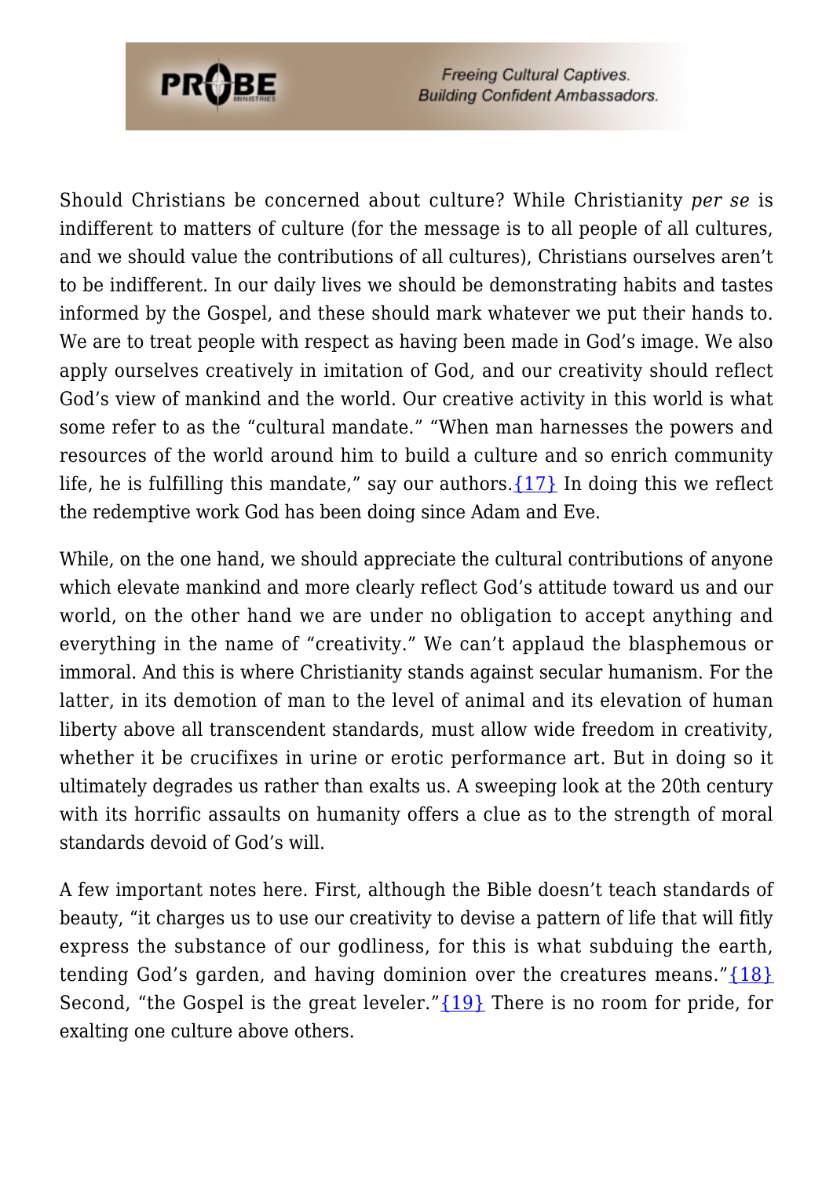Should Christians be concerned about culture? While Christianity *per se* is indifferent to matters of culture (for the message is to all people of all cultures, and we should value the contributions of all cultures), Christians ourselves aren't to be indifferent. In our daily lives we should be demonstrating habits and tastes informed by the Gospel, and these should mark whatever we put their hands to. We are to treat people with respect as having been made in God's image. We also apply ourselves creatively in imitation of God, and our creativity should reflect God's view of mankind and the world. Our creative activity in this world is what some refer to as the "cultural mandate." "When man harnesses the powers and resources of the world around him to build a culture and so enrich community life, he is fulfilling this mandate," say our authors.{17} In doing this we reflect the redemptive work God has been doing since Adam and Eve.

While, on the one hand, we should appreciate the cultural contributions of anyone which elevate mankind and more clearly reflect God's attitude toward us and our world, on the other hand we are under no obligation to accept anything and everything in the name of "creativity." We can't applaud the blasphemous or immoral. And this is where Christianity stands against secular humanism. For the latter, in its demotion of man to the level of animal and its elevation of human liberty above all transcendent standards, must allow wide freedom in creativity, whether it be crucifixes in urine or erotic performance art. But in doing so it ultimately degrades us rather than exalts us. A sweeping look at the 20th century with its horrific assaults on humanity offers a clue as to the strength of moral standards devoid of God's will.

A few important notes here. First, although the Bible doesn't teach standards of beauty, "it charges us to use our creativity to devise a pattern of life that will fitly express the substance of our godliness, for this is what subduing the earth, tending God's garden, and having dominion over the creatures means."{18} Second, "the Gospel is the great leveler."{19} There is no room for pride, for exalting one culture above others.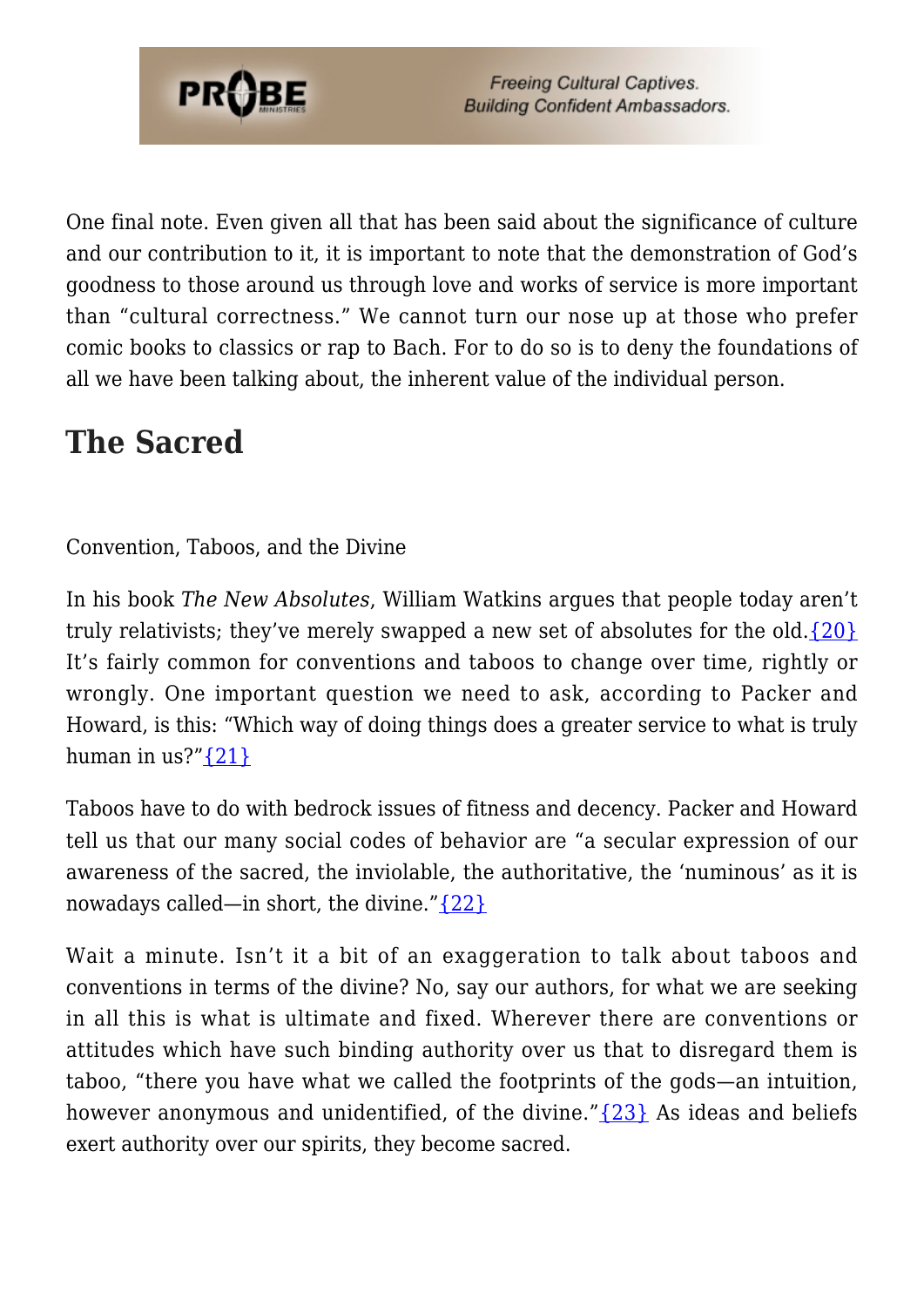One final note. Even given all that has been said about the significance of culture and our contribution to it, it is important to note that the demonstration of God's goodness to those around us through love and works of service is more important than "cultural correctness." We cannot turn our nose up at those who prefer comic books to classics or rap to Bach. For to do so is to deny the foundations of all we have been talking about, the inherent value of the individual person.

## The Sacred

Convention, Taboos, and the Divine

In his book *The New Absolutes*, William Watkins argues that people today aren't truly relativists; they've merely swapped a new set of absolutes for the old.{20} It's fairly common for conventions and taboos to change over time, rightly or wrongly. One important question we need to ask, according to Packer and Howard, is this: "Which way of doing things does a greater service to what is truly human in us?"{21}

Taboos have to do with bedrock issues of fitness and decency. Packer and Howard tell us that our many social codes of behavior are "a secular expression of our awareness of the sacred, the inviolable, the authoritative, the 'numinous' as it is nowadays called—in short, the divine."{22}

Wait a minute. Isn't it a bit of an exaggeration to talk about taboos and conventions in terms of the divine? No, say our authors, for what we are seeking in all this is what is ultimate and fixed. Wherever there are conventions or attitudes which have such binding authority over us that to disregard them is taboo, "there you have what we called the footprints of the gods—an intuition, however anonymous and unidentified, of the divine."{23} As ideas and beliefs exert authority over our spirits, they become sacred.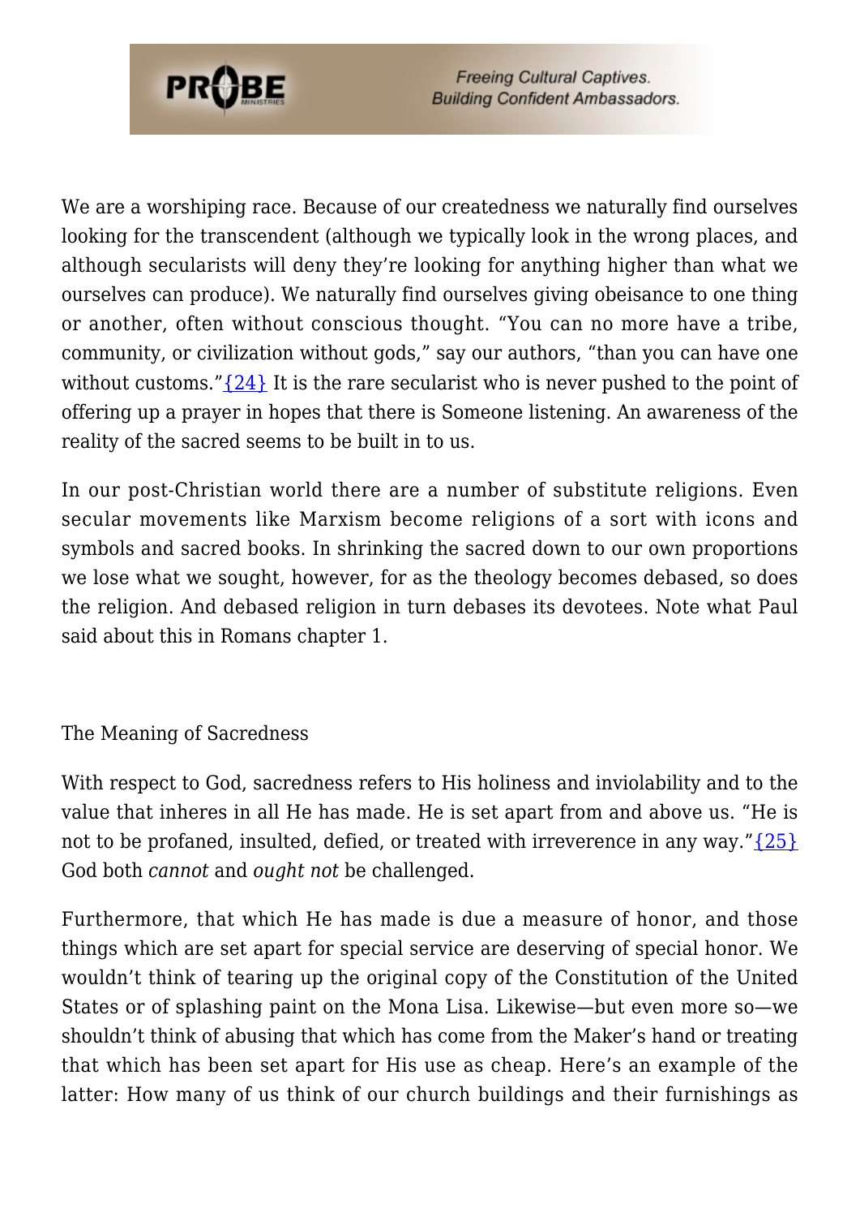We are a worshiping race. Because of our createdness we naturally find ourselves looking for the transcendent (although we typically look in the wrong places, and although secularists will deny they're looking for anything higher than what we ourselves can produce). We naturally find ourselves giving obeisance to one thing or another, often without conscious thought. "You can no more have a tribe, community, or civilization without gods," say our authors, "than you can have one without customs."{24} It is the rare secularist who is never pushed to the point of offering up a prayer in hopes that there is Someone listening. An awareness of the reality of the sacred seems to be built in to us.

In our post-Christian world there are a number of substitute religions. Even secular movements like Marxism become religions of a sort with icons and symbols and sacred books. In shrinking the sacred down to our own proportions we lose what we sought, however, for as the theology becomes debased, so does the religion. And debased religion in turn debases its devotees. Note what Paul said about this in Romans chapter 1.

## The Meaning of Sacredness

With respect to God, sacredness refers to His holiness and inviolability and to the value that inheres in all He has made. He is set apart from and above us. "He is not to be profaned, insulted, defied, or treated with irreverence in any way."{25} God both *cannot* and *ought not* be challenged.

Furthermore, that which He has made is due a measure of honor, and those things which are set apart for special service are deserving of special honor. We wouldn't think of tearing up the original copy of the Constitution of the United States or of splashing paint on the Mona Lisa. Likewise—but even more so—we shouldn't think of abusing that which has come from the Maker's hand or treating that which has been set apart for His use as cheap. Here's an example of the latter: How many of us think of our church buildings and their furnishings as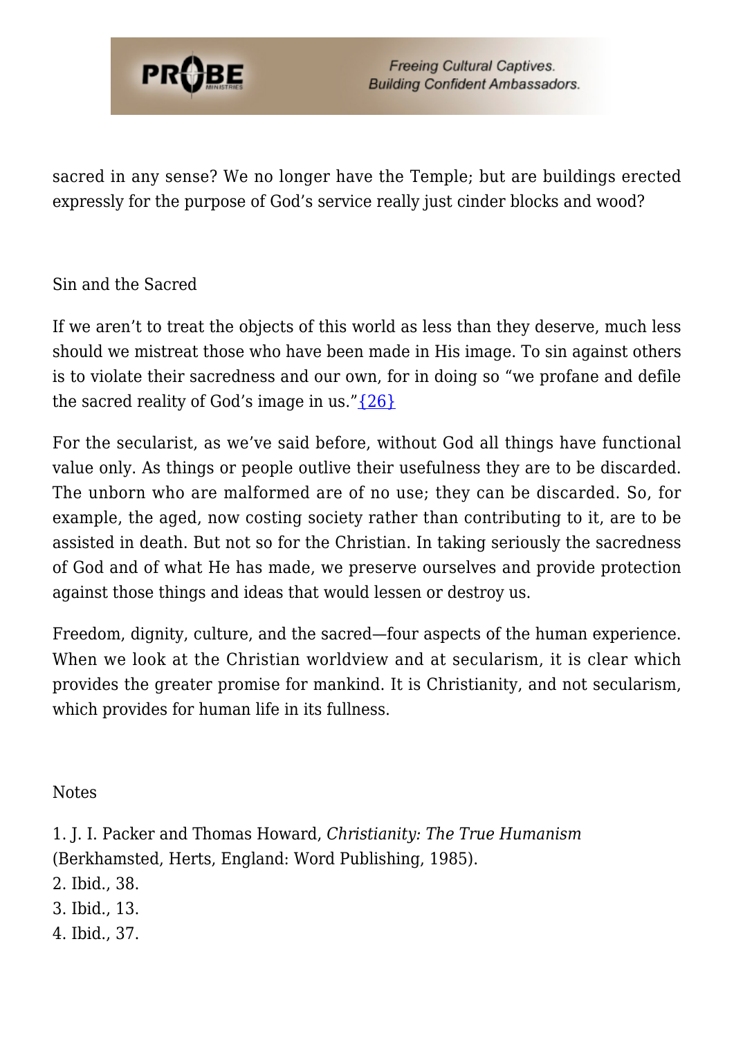sacred in any sense? We no longer have the Temple; but are buildings erected expressly for the purpose of God's service really just cinder blocks and wood?

## Sin and the Sacred

If we aren't to treat the objects of this world as less than they deserve, much less should we mistreat those who have been made in His image. To sin against others is to violate their sacredness and our own, for in doing so "we profane and defile the sacred reality of God's image in us."{26}

For the secularist, as we've said before, without God all things have functional value only. As things or people outlive their usefulness they are to be discarded. The unborn who are malformed are of no use; they can be discarded. So, for example, the aged, now costing society rather than contributing to it, are to be assisted in death. But not so for the Christian. In taking seriously the sacredness of God and of what He has made, we preserve ourselves and provide protection against those things and ideas that would lessen or destroy us.

Freedom, dignity, culture, and the sacred—four aspects of the human experience. When we look at the Christian worldview and at secularism, it is clear which provides the greater promise for mankind. It is Christianity, and not secularism, which provides for human life in its fullness.

## Notes

1. J. I. Packer and Thomas Howard, *Christianity: The True Humanism* (Berkhamsted, Herts, England: Word Publishing, 1985).
2. Ibid., 38.
3. Ibid., 13.
4. Ibid., 37.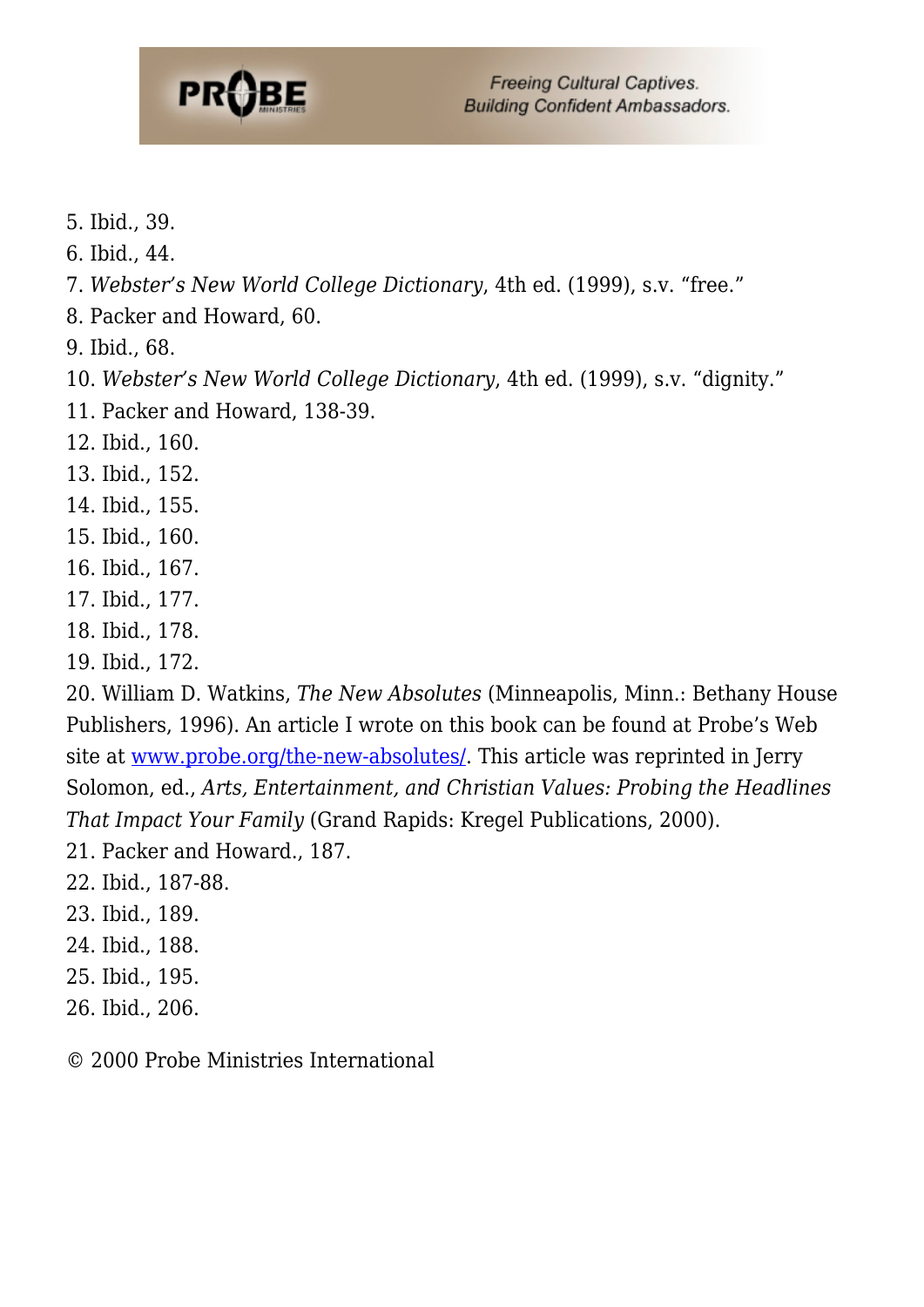5. Ibid., 39.
6. Ibid., 44.
7. *Webster's New World College Dictionary*, 4th ed. (1999), s.v. "free."
8. Packer and Howard, 60.
9. Ibid., 68.
10. *Webster's New World College Dictionary*, 4th ed. (1999), s.v. "dignity."
11. Packer and Howard, 138-39.
12. Ibid., 160.
13. Ibid., 152.
14. Ibid., 155.
15. Ibid., 160.
16. Ibid., 167.
17. Ibid., 177.
18. Ibid., 178.
19. Ibid., 172.
20. William D. Watkins, *The New Absolutes* (Minneapolis, Minn.: Bethany House Publishers, 1996). An article I wrote on this book can be found at Probe's Web site at [www.probe.org/the-new-absolutes/](http://www.probe.org/the-new-absolutes/). This article was reprinted in Jerry Solomon, ed., *Arts, Entertainment, and Christian Values: Probing the Headlines That Impact Your Family* (Grand Rapids: Kregel Publications, 2000).
21. Packer and Howard., 187.
22. Ibid., 187-88.
23. Ibid., 189.
24. Ibid., 188.
25. Ibid., 195.
26. Ibid., 206.

© 2000 Probe Ministries International